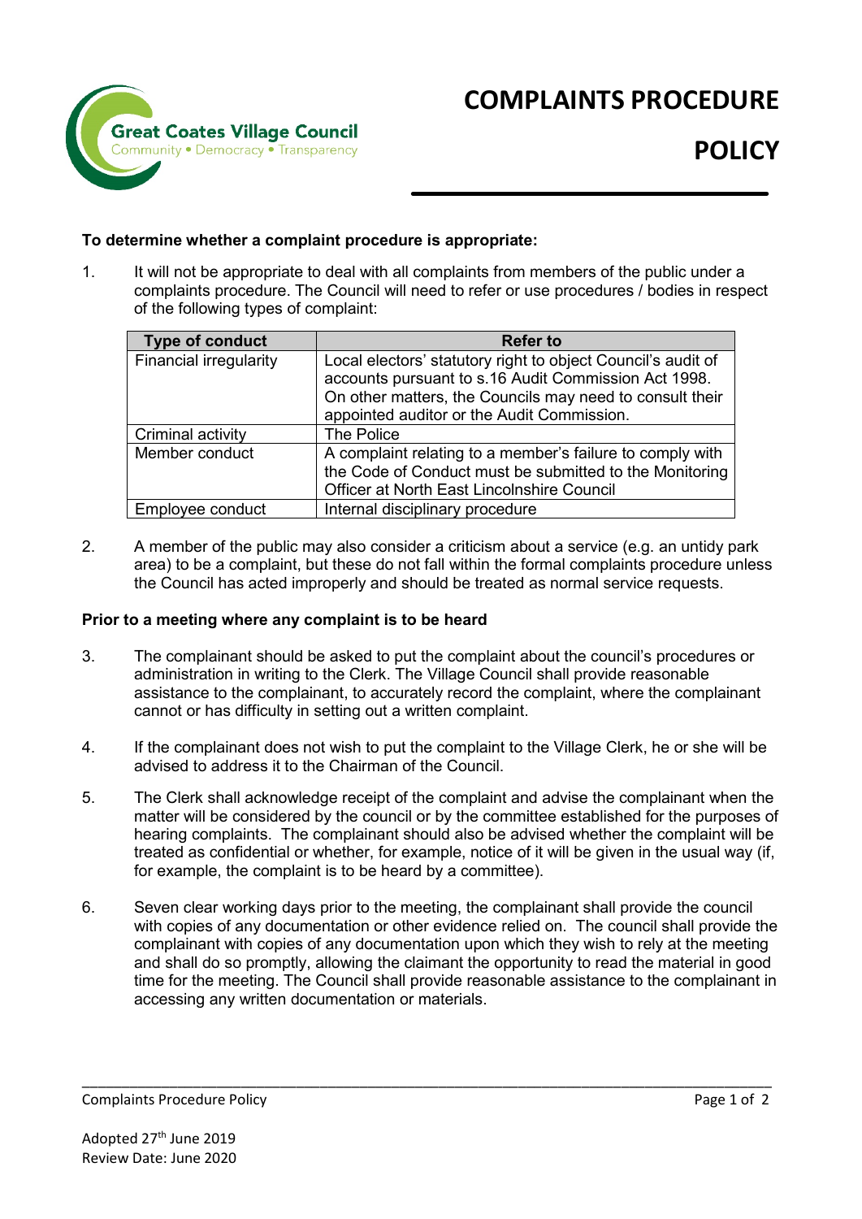Great Coates Village Council

Community • Democracy • Transparency

# COMPLAINTS PROCEDURE POLICY

**To determine whether a complaint procedure is appropriate:**

1. It will not be appropriate to deal with all complaints from members of the public under a complaints procedure. The Council will need to refer or use procedures / bodies in respect of the following types of complaint:

| Type of conduct | Refer to |
|---|---|
| Financial irregularity | Local electors' statutory right to object Council's audit of accounts pursuant to s.16 Audit Commission Act 1998. On other matters, the Councils may need to consult their appointed auditor or the Audit Commission. |
| Criminal activity | The Police |
| Member conduct | A complaint relating to a member's failure to comply with the Code of Conduct must be submitted to the Monitoring Officer at North East Lincolnshire Council |
| Employee conduct | Internal disciplinary procedure |

2. A member of the public may also consider a criticism about a service (e.g. an untidy park area) to be a complaint, but these do not fall within the formal complaints procedure unless the Council has acted improperly and should be treated as normal service requests.

**Prior to a meeting where any complaint is to be heard**

3. The complainant should be asked to put the complaint about the council's procedures or administration in writing to the Clerk. The Village Council shall provide reasonable assistance to the complainant, to accurately record the complaint, where the complainant cannot or has difficulty in setting out a written complaint.

4. If the complainant does not wish to put the complaint to the Village Clerk, he or she will be advised to address it to the Chairman of the Council.

5. The Clerk shall acknowledge receipt of the complaint and advise the complainant when the matter will be considered by the council or by the committee established for the purposes of hearing complaints. The complainant should also be advised whether the complaint will be treated as confidential or whether, for example, notice of it will be given in the usual way (if, for example, the complaint is to be heard by a committee).

6. Seven clear working days prior to the meeting, the complainant shall provide the council with copies of any documentation or other evidence relied on. The council shall provide the complainant with copies of any documentation upon which they wish to rely at the meeting and shall do so promptly, allowing the claimant the opportunity to read the material in good time for the meeting. The Council shall provide reasonable assistance to the complainant in accessing any written documentation or materials.

Adopted 27th June 2019
Review Date: June 2020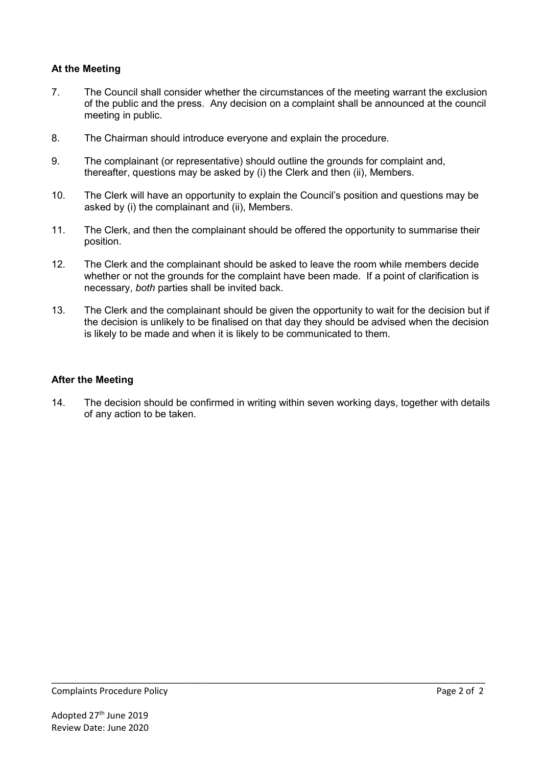**At the Meeting**

7. The Council shall consider whether the circumstances of the meeting warrant the exclusion of the public and the press. Any decision on a complaint shall be announced at the council meeting in public.

8. The Chairman should introduce everyone and explain the procedure.

9. The complainant (or representative) should outline the grounds for complaint and, thereafter, questions may be asked by (i) the Clerk and then (ii), Members.

10. The Clerk will have an opportunity to explain the Council's position and questions may be asked by (i) the complainant and (ii), Members.

11. The Clerk, and then the complainant should be offered the opportunity to summarise their position.

12. The Clerk and the complainant should be asked to leave the room while members decide whether or not the grounds for the complaint have been made. If a point of clarification is necessary, *both* parties shall be invited back.

13. The Clerk and the complainant should be given the opportunity to wait for the decision but if the decision is unlikely to be finalised on that day they should be advised when the decision is likely to be made and when it is likely to be communicated to them.

**After the Meeting**

14. The decision should be confirmed in writing within seven working days, together with details of any action to be taken.

Adopted 27th June 2019
Review Date: June 2020